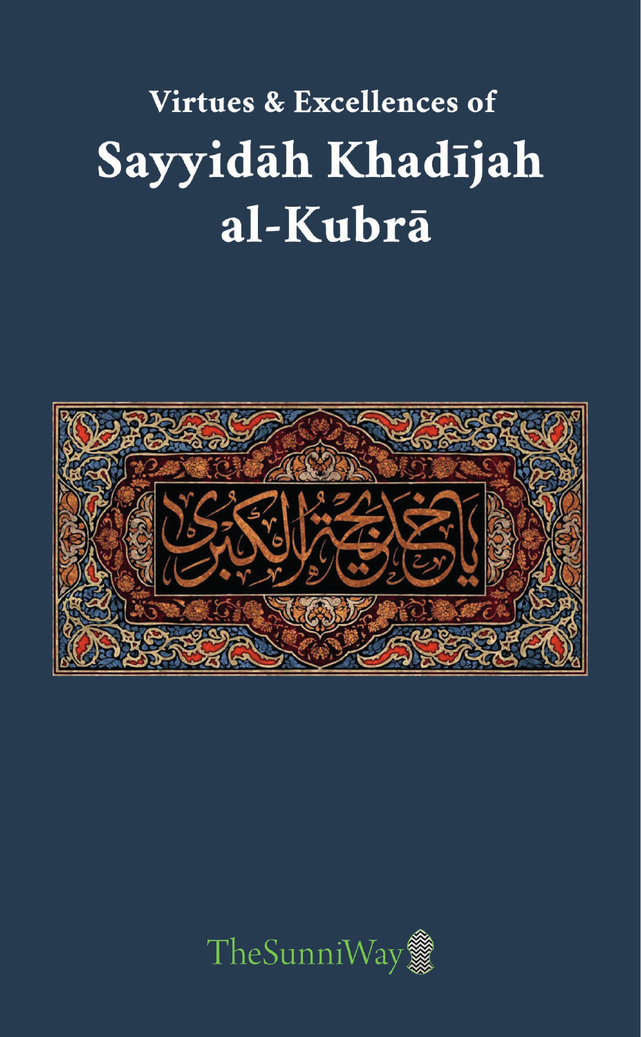# Virtues & Excellences of Sayyidāh Khadījah al-Kubrā

يا خديجة الكبرى

TheSunniWay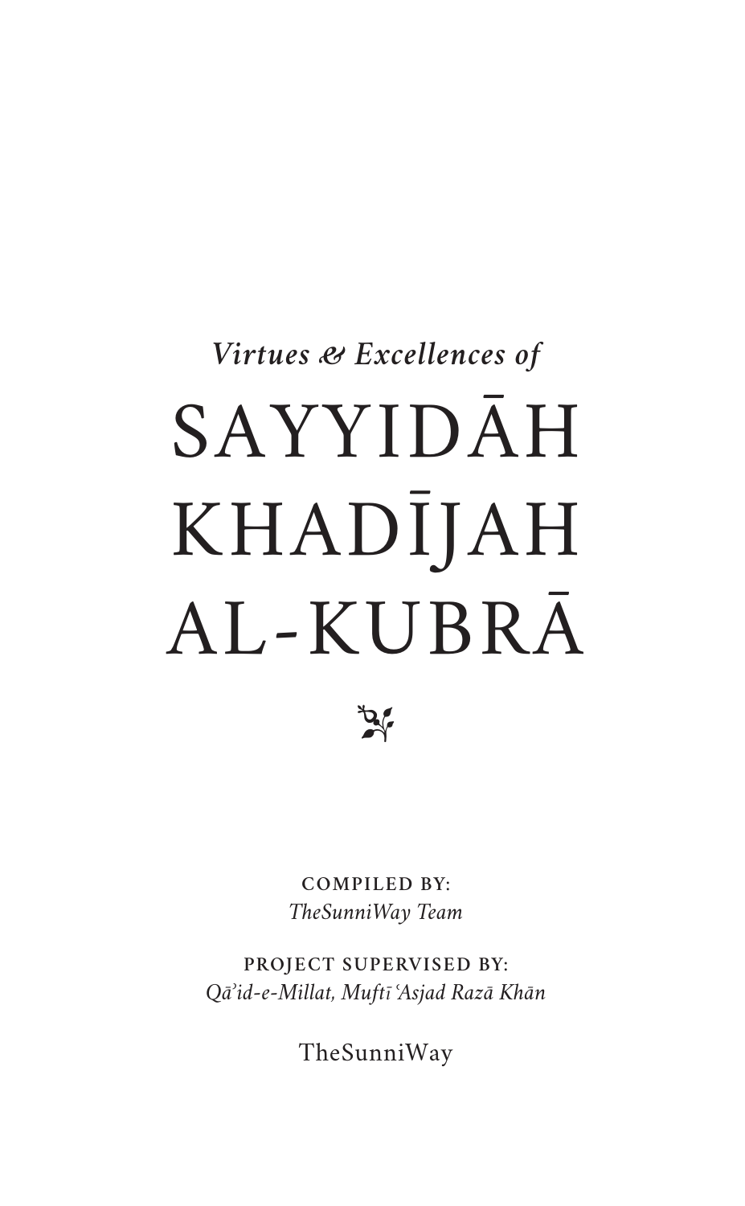*Virtues & Excellences of*

# SAYYIDĀH KHADĪJAH AL-KUBRĀ

COMPILED BY:
*TheSunniWay Team*

PROJECT SUPERVISED BY:
*Qāʾid-e-Millat, Muftī ʿAsjad Razā Khān*

TheSunniWay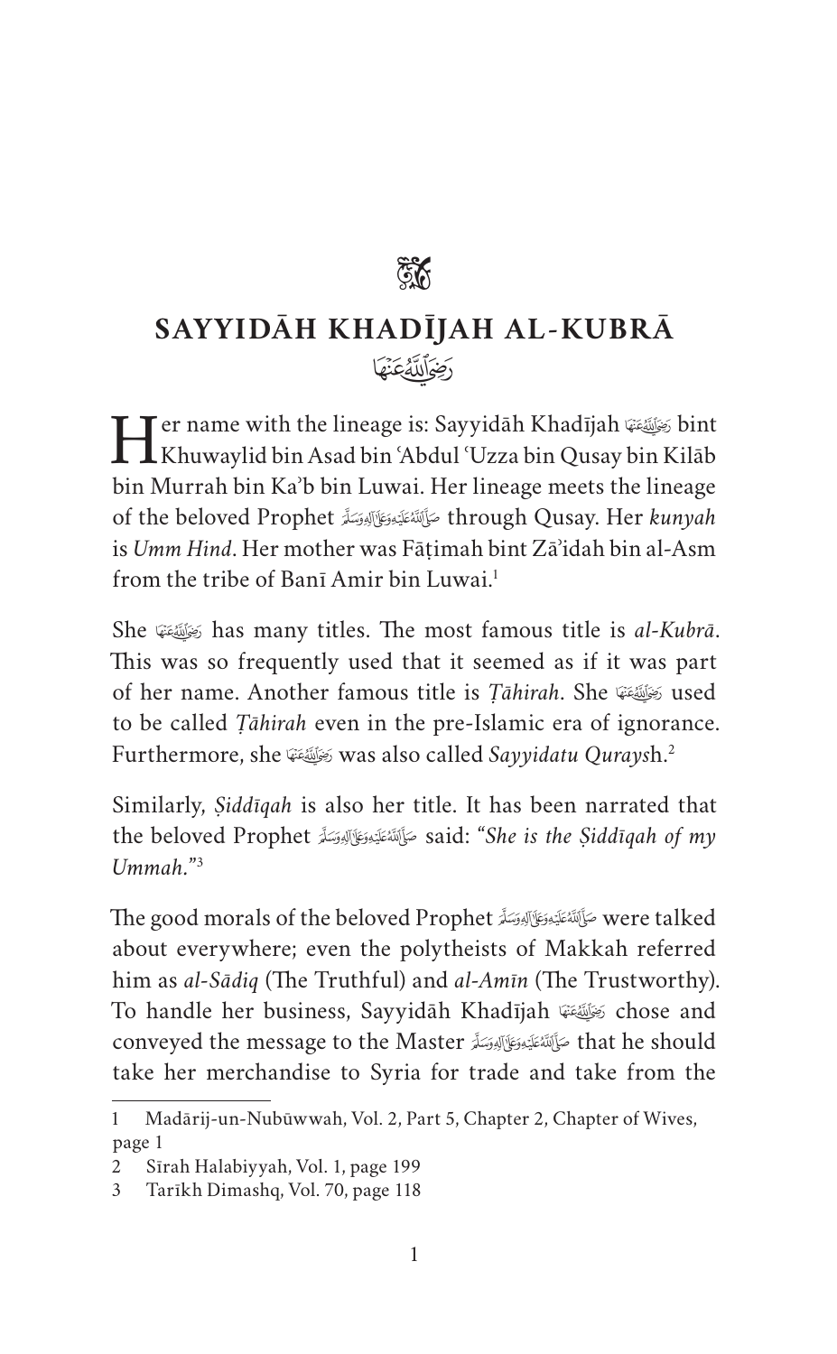## SAYYIDĀH KHADĪJAH AL-KUBRĀ

رَضِيَ اللّٰهُ عَنْهَا

Her name with the lineage is: Sayyidāh Khadījah رَضِيَ اللّٰهُ عَنْهَا bint Khuwaylid bin Asad bin ʿAbdul ʿUzza bin Qusay bin Kilāb bin Murrah bin Ka'b bin Luwai. Her lineage meets the lineage of the beloved Prophet صَلَّى اللّٰهُ عَلَيْهِ وَعَلٰى اٰلِهٖ وَسَلَّم through Qusay. Her *kunyah* is *Umm Hind*. Her mother was Fāṭimah bint Zāʾidah bin al-Asm from the tribe of Banī Amir bin Luwai.[1]

She رَضِيَ اللّٰهُ عَنْهَا has many titles. The most famous title is *al-Kubrā*. This was so frequently used that it seemed as if it was part of her name. Another famous title is *Ṭāhirah*. She رَضِيَ اللّٰهُ عَنْهَا used to be called *Ṭāhirah* even in the pre-Islamic era of ignorance. Furthermore, she رَضِيَ اللّٰهُ عَنْهَا was also called *Sayyidatu Qurays*h.[2]

Similarly, *Ṣiddīqah* is also her title. It has been narrated that the beloved Prophet صَلَّى اللّٰهُ عَلَيْهِ وَعَلٰى اٰلِهٖ وَسَلَّم said: "*She is the Ṣiddīqah of my Ummah.*"[3]

The good morals of the beloved Prophet صَلَّى اللّٰهُ عَلَيْهِ وَعَلٰى اٰلِهٖ وَسَلَّم were talked about everywhere; even the polytheists of Makkah referred him as *al-Sādiq* (The Truthful) and *al-Amīn* (The Trustworthy). To handle her business, Sayyidāh Khadījah رَضِيَ اللّٰهُ عَنْهَا chose and conveyed the message to the Master صَلَّى اللّٰهُ عَلَيْهِ وَعَلٰى اٰلِهٖ وَسَلَّم that he should take her merchandise to Syria for trade and take from the

---

1 Madārij-un-Nubūwwah, Vol. 2, Part 5, Chapter 2, Chapter of Wives, page 1

2 Sīrah Halabiyyah, Vol. 1, page 199

3 Tarīkh Dimashq, Vol. 70, page 118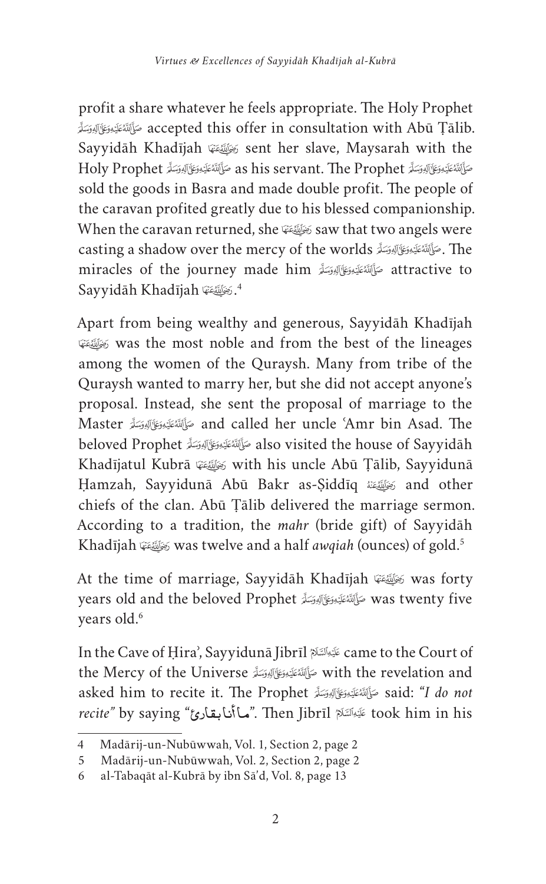profit a share whatever he feels appropriate. The Holy Prophet ﷺ accepted this offer in consultation with Abū Ṭālib. Sayyidāh Khadījah رَضِيَ اللهُ عَنْهَا sent her slave, Maysarah with the Holy Prophet ﷺ as his servant. The Prophet ﷺ sold the goods in Basra and made double profit. The people of the caravan profited greatly due to his blessed companionship. When the caravan returned, she رَضِيَ اللهُ عَنْهَا saw that two angels were casting a shadow over the mercy of the worlds ﷺ. The miracles of the journey made him ﷺ attractive to Sayyidāh Khadījah رَضِيَ اللهُ عَنْهَا.[4]

Apart from being wealthy and generous, Sayyidāh Khadījah رَضِيَ اللهُ عَنْهَا was the most noble and from the best of the lineages among the women of the Quraysh. Many from tribe of the Quraysh wanted to marry her, but she did not accept anyone's proposal. Instead, she sent the proposal of marriage to the Master ﷺ and called her uncle ʿAmr bin Asad. The beloved Prophet ﷺ also visited the house of Sayyidāh Khadījatul Kubrā رَضِيَ اللهُ عَنْهَا with his uncle Abū Ṭālib, Sayyidunā Ḥamzah, Sayyidunā Abū Bakr as-Ṣiddīq رَضِيَ اللهُ عَنْهُ and other chiefs of the clan. Abū Ṭālib delivered the marriage sermon. According to a tradition, the *mahr* (bride gift) of Sayyidāh Khadījah رَضِيَ اللهُ عَنْهَا was twelve and a half *awqiah* (ounces) of gold.[5]

At the time of marriage, Sayyidāh Khadījah رَضِيَ اللهُ عَنْهَا was forty years old and the beloved Prophet ﷺ was twenty five years old.[6]

In the Cave of Ḥira', Sayyidunā Jibrīl عَلَيْهِ السَّلَام came to the Court of the Mercy of the Universe ﷺ with the revelation and asked him to recite it. The Prophet ﷺ said: "*I do not recite*" by saying "مـا أنا بقارئ". Then Jibrīl عَلَيْهِ السَّلَام took him in his

---

4 Madārij-un-Nubūwwah, Vol. 1, Section 2, page 2

5 Madārij-un-Nubūwwah, Vol. 2, Section 2, page 2

6 al-Tabaqāt al-Kubrā by ibn Sāʿd, Vol. 8, page 13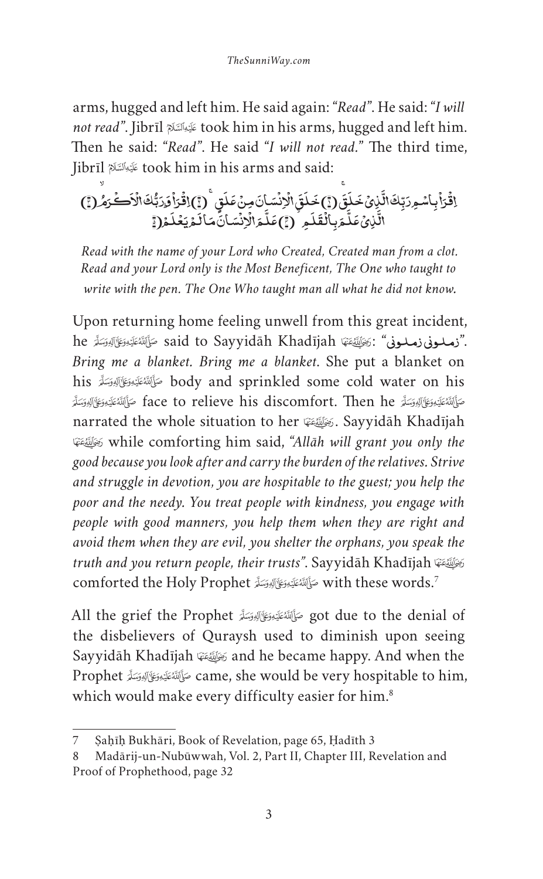arms, hugged and left him. He said again: "*Read*". He said: "*I will not read*". Jibrīl عَلَيۡهِ السَّلَام took him in his arms, hugged and left him. Then he said: "*Read*". He said "*I will not read.*" The third time, Jibrīl عَلَيۡهِ السَّلَام took him in his arms and said:

اِقۡرَاۡ بِاسۡمِ رَبِّكَ الَّذِیۡ خَلَقَ ۚ﴿۱﴾ خَلَقَ الۡاِنۡسَانَ مِنۡ عَلَقٍ ۚ﴿۲﴾ اِقۡرَاۡ وَ رَبُّكَ الۡاَكۡرَمُ ۙ﴿۳﴾ الَّذِیۡ عَلَّمَ بِالۡقَلَمِ ۙ﴿۴﴾ عَلَّمَ الۡاِنۡسَانَ مَا لَمۡ یَعۡلَمۡ ؕ﴿۵﴾

*Read with the name of your Lord who Created, Created man from a clot. Read and your Lord only is the Most Beneficent, The One who taught to write with the pen. The One Who taught man all what he did not know.*

Upon returning home feeling unwell from this great incident, he صَلَّى اللّٰهُ عَلَيۡهِ وَعَلٰى اٰلِهٖ وَسَلَّم said to Sayyidāh Khadījah رَضِيَ اللّٰهُ عَنۡهَا: "زملونى زملونى". *Bring me a blanket. Bring me a blanket*. She put a blanket on his صَلَّى اللّٰهُ عَلَيۡهِ وَعَلٰى اٰلِهٖ وَسَلَّم body and sprinkled some cold water on his صَلَّى اللّٰهُ عَلَيۡهِ وَعَلٰى اٰلِهٖ وَسَلَّم face to relieve his discomfort. Then he صَلَّى اللّٰهُ عَلَيۡهِ وَعَلٰى اٰلِهٖ وَسَلَّم narrated the whole situation to her رَضِيَ اللّٰهُ عَنۡهَا. Sayyidāh Khadījah رَضِيَ اللّٰهُ عَنۡهَا while comforting him said, "*Allāh will grant you only the good because you look after and carry the burden of the relatives. Strive and struggle in devotion, you are hospitable to the guest; you help the poor and the needy. You treat people with kindness, you engage with people with good manners, you help them when they are right and avoid them when they are evil, you shelter the orphans, you speak the truth and you return people, their trusts*". Sayyidāh Khadījah رَضِيَ اللّٰهُ عَنۡهَا comforted the Holy Prophet صَلَّى اللّٰهُ عَلَيۡهِ وَعَلٰى اٰلِهٖ وَسَلَّم with these words.[7]

All the grief the Prophet صَلَّى اللّٰهُ عَلَيۡهِ وَعَلٰى اٰلِهٖ وَسَلَّم got due to the denial of the disbelievers of Quraysh used to diminish upon seeing Sayyidāh Khadījah رَضِيَ اللّٰهُ عَنۡهَا and he became happy. And when the Prophet صَلَّى اللّٰهُ عَلَيۡهِ وَعَلٰى اٰلِهٖ وَسَلَّم came, she would be very hospitable to him, which would make every difficulty easier for him.[8]

---

7 Ṣaḥīḥ Bukhārī, Book of Revelation, page 65, Ḥadīth 3

8 Madārij-un-Nubūwwah, Vol. 2, Part II, Chapter III, Revelation and Proof of Prophethood, page 32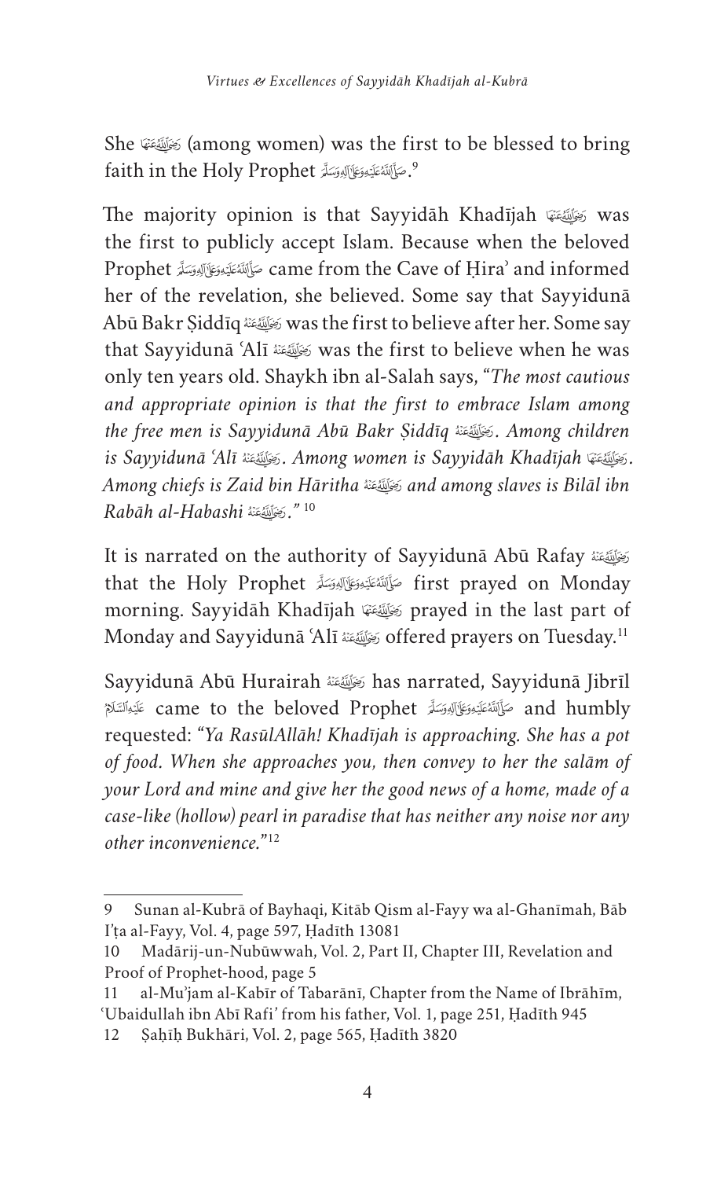She رَضِيَ اللّٰهُ عَنْهَا (among women) was the first to be blessed to bring faith in the Holy Prophet صَلَّى اللّٰهُ عَلَيْهِ وَعَلٰى اٰلِهٖ وَسَلَّم.[9]

The majority opinion is that Sayyidāh Khadījah رَضِيَ اللّٰهُ عَنْهَا was the first to publicly accept Islam. Because when the beloved Prophet صَلَّى اللّٰهُ عَلَيْهِ وَعَلٰى اٰلِهٖ وَسَلَّم came from the Cave of Ḥira' and informed her of the revelation, she believed. Some say that Sayyidunā Abū Bakr Ṣiddīq رَضِيَ اللّٰهُ عَنْهُ was the first to believe after her. Some say that Sayyidunā 'Alī رَضِيَ اللّٰهُ عَنْهُ was the first to believe when he was only ten years old. Shaykh ibn al-Salah says, "*The most cautious and appropriate opinion is that the first to embrace Islam among the free men is Sayyidunā Abū Bakr Ṣiddīq* رَضِيَ اللّٰهُ عَنْهُ. *Among children is Sayyidunā 'Alī* رَضِيَ اللّٰهُ عَنْهُ. *Among women is Sayyidāh Khadījah* رَضِيَ اللّٰهُ عَنْهَا. *Among chiefs is Zaid bin Hāritha* رَضِيَ اللّٰهُ عَنْهُ *and among slaves is Bilāl ibn Rabāh al-Habashi* رَضِيَ اللّٰهُ عَنْهُ." [10]

It is narrated on the authority of Sayyidunā Abū Rafay رَضِيَ اللّٰهُ عَنْهُ that the Holy Prophet صَلَّى اللّٰهُ عَلَيْهِ وَعَلٰى اٰلِهٖ وَسَلَّم first prayed on Monday morning. Sayyidāh Khadījah رَضِيَ اللّٰهُ عَنْهَا prayed in the last part of Monday and Sayyidunā 'Alī رَضِيَ اللّٰهُ عَنْهُ offered prayers on Tuesday.[11]

Sayyidunā Abū Hurairah رَضِيَ اللّٰهُ عَنْهُ has narrated, Sayyidunā Jibrīl عَلَيْهِ السَّلَام came to the beloved Prophet صَلَّى اللّٰهُ عَلَيْهِ وَعَلٰى اٰلِهٖ وَسَلَّم and humbly requested: "*Ya RasūlAllāh! Khadījah is approaching. She has a pot of food. When she approaches you, then convey to her the salām of your Lord and mine and give her the good news of a home, made of a case-like (hollow) pearl in paradise that has neither any noise nor any other inconvenience.*"[12]

---

9 Sunan al-Kubrā of Bayhaqi, Kitāb Qism al-Fayy wa al-Ghanīmah, Bāb I'ṭa al-Fayy, Vol. 4, page 597, Ḥadīth 13081

10 Madārij-un-Nubūwwah, Vol. 2, Part II, Chapter III, Revelation and Proof of Prophet-hood, page 5

11 al-Mu'jam al-Kabīr of Tabarānī, Chapter from the Name of Ibrāhīm, 'Ubaidullah ibn Abī Rafi' from his father, Vol. 1, page 251, Ḥadīth 945

12 Ṣaḥīḥ Bukhāri, Vol. 2, page 565, Ḥadīth 3820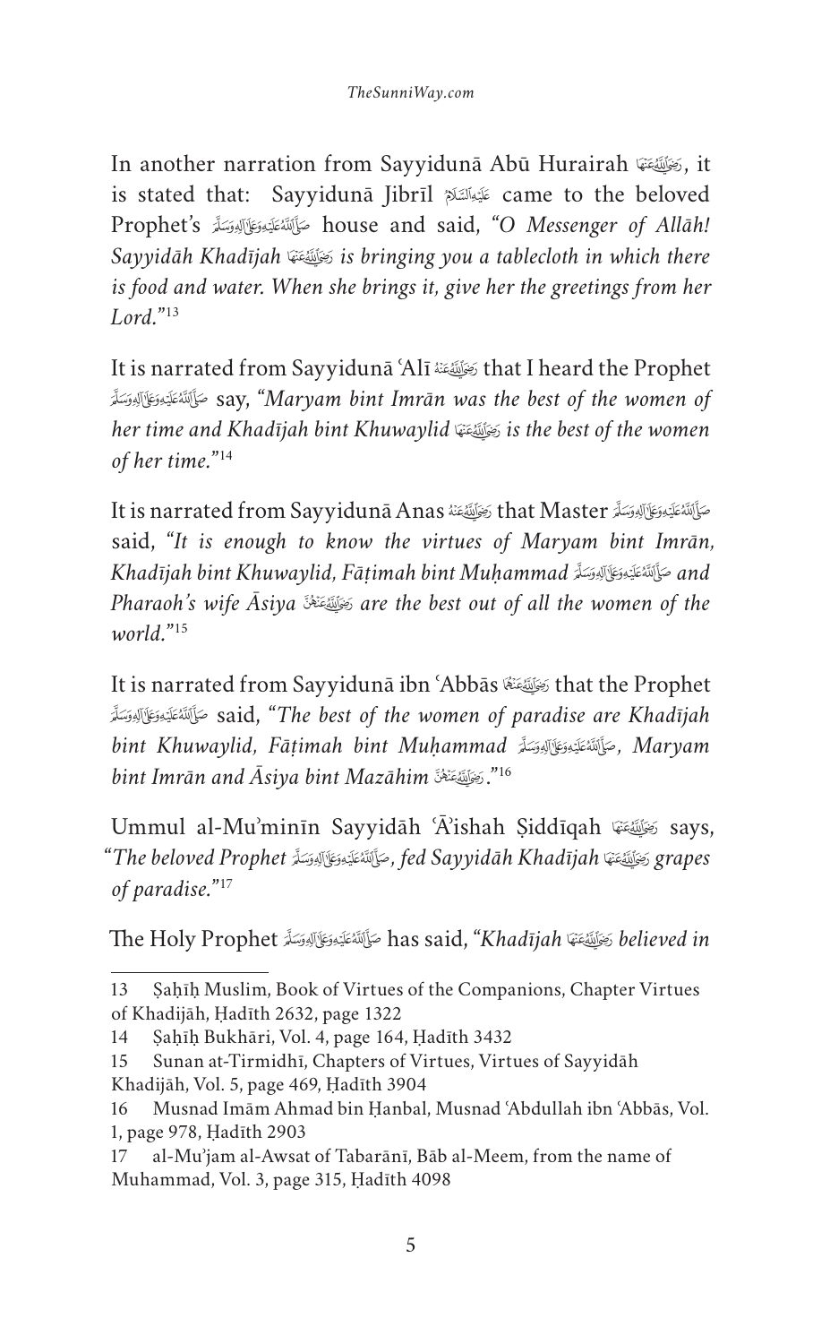In another narration from Sayyidunā Abū Hurairah رَضِيَ اللهُ عَنْهُ, it is stated that: Sayyidunā Jibrīl عَلَيْهِ السَّلَام came to the beloved Prophet's صَلَّى اللهُ عَلَيْهِ وَعَلَى آلِهِ وَسَلَّم house and said, *"O Messenger of Allāh! Sayyidāh Khadījah* رَضِيَ اللهُ عَنْهَا *is bringing you a tablecloth in which there is food and water. When she brings it, give her the greetings from her Lord."*[13]

It is narrated from Sayyidunā ʿAlī رَضِيَ اللهُ عَنْهُ that I heard the Prophet صَلَّى اللهُ عَلَيْهِ وَعَلَى آلِهِ وَسَلَّم say, *"Maryam bint Imrān was the best of the women of her time and Khadījah bint Khuwaylid* رَضِيَ اللهُ عَنْهَا *is the best of the women of her time."*[14]

It is narrated from Sayyidunā Anas رَضِيَ اللهُ عَنْهُ that Master صَلَّى اللهُ عَلَيْهِ وَعَلَى آلِهِ وَسَلَّم said, *"It is enough to know the virtues of Maryam bint Imrān, Khadījah bint Khuwaylid, Fāṭimah bint Muḥammad* صَلَّى اللهُ عَلَيْهِ وَعَلَى آلِهِ وَسَلَّم *and Pharaoh's wife Āsiya* رَضِيَ اللهُ عَنْهُنَّ *are the best out of all the women of the world."*[15]

It is narrated from Sayyidunā ibn ʿAbbās رَضِيَ اللهُ عَنْهُمَا that the Prophet صَلَّى اللهُ عَلَيْهِ وَعَلَى آلِهِ وَسَلَّم said, *"The best of the women of paradise are Khadījah bint Khuwaylid, Fāṭimah bint Muḥammad* صَلَّى اللهُ عَلَيْهِ وَعَلَى آلِهِ وَسَلَّم*, Maryam bint Imrān and Āsiya bint Mazāhim* رَضِيَ اللهُ عَنْهُنَّ*."*[16]

Ummul al-Muʾminīn Sayyidāh ʿĀʾishah Ṣiddīqah رَضِيَ اللهُ عَنْهَا says, *"The beloved Prophet* صَلَّى اللهُ عَلَيْهِ وَعَلَى آلِهِ وَسَلَّم*, fed Sayyidāh Khadījah* رَضِيَ اللهُ عَنْهَا *grapes of paradise."*[17]

The Holy Prophet صَلَّى اللهُ عَلَيْهِ وَعَلَى آلِهِ وَسَلَّم has said, *"Khadījah* رَضِيَ اللهُ عَنْهَا *believed in*

---

13 Ṣaḥīḥ Muslim, Book of Virtues of the Companions, Chapter Virtues of Khadijāh, Ḥadīth 2632, page 1322

14 Ṣaḥīḥ Bukhārī, Vol. 4, page 164, Ḥadīth 3432

15 Sunan at-Tirmidhī, Chapters of Virtues, Virtues of Sayyidāh Khadijāh, Vol. 5, page 469, Ḥadīth 3904

16 Musnad Imām Ahmad bin Ḥanbal, Musnad ʿAbdullah ibn ʿAbbās, Vol. 1, page 978, Ḥadīth 2903

17 al-Muʾjam al-Awsat of Tabarānī, Bāb al-Meem, from the name of Muhammad, Vol. 3, page 315, Ḥadīth 4098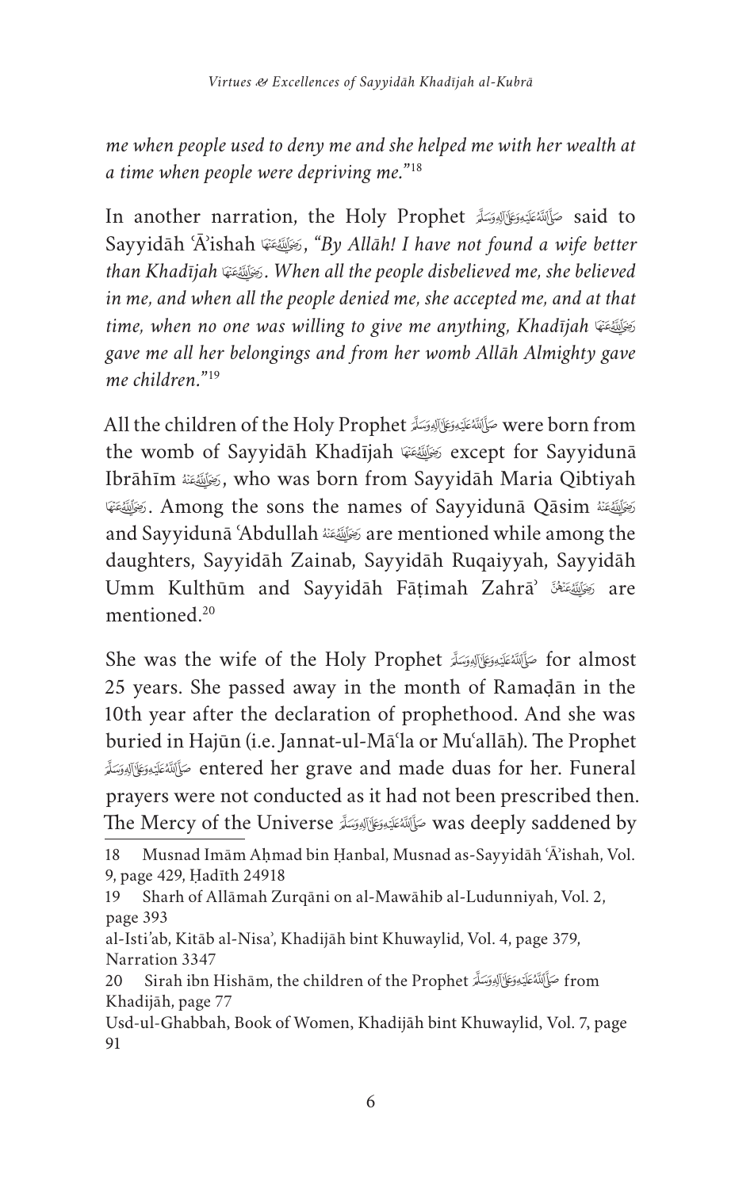*me when people used to deny me and she helped me with her wealth at a time when people were depriving me."*[18]

In another narration, the Holy Prophet صَلَّى اللّٰهُ عَلَيْهِ وَعَلٰى اٰلِهٖ وَسَلَّم said to Sayyidāh ʿĀ'ishah رَضِىَ اللّٰهُ عَنْهَا, *"By Allāh! I have not found a wife better than Khadījah* رَضِىَ اللّٰهُ عَنْهَا*. When all the people disbelieved me, she believed in me, and when all the people denied me, she accepted me, and at that time, when no one was willing to give me anything, Khadījah* رَضِىَ اللّٰهُ عَنْهَا *gave me all her belongings and from her womb Allāh Almighty gave me children."*[19]

All the children of the Holy Prophet صَلَّى اللّٰهُ عَلَيْهِ وَعَلٰى اٰلِهٖ وَسَلَّم were born from the womb of Sayyidāh Khadījah رَضِىَ اللّٰهُ عَنْهَا except for Sayyidunā Ibrāhīm رَضِىَ اللّٰهُ عَنْهُ, who was born from Sayyidāh Maria Qibtiyah رَضِىَ اللّٰهُ عَنْهَا. Among the sons the names of Sayyidunā Qāsim رَضِىَ اللّٰهُ عَنْهُ and Sayyidunā ʿAbdullah رَضِىَ اللّٰهُ عَنْهُ are mentioned while among the daughters, Sayyidāh Zainab, Sayyidāh Ruqaiyyah, Sayyidāh Umm Kulthūm and Sayyidāh Fāṭimah Zahrā' رَضِىَ اللّٰهُ عَنْهُنَّ are mentioned.[20]

She was the wife of the Holy Prophet صَلَّى اللّٰهُ عَلَيْهِ وَعَلٰى اٰلِهٖ وَسَلَّم for almost 25 years. She passed away in the month of Ramaḍān in the 10th year after the declaration of prophethood. And she was buried in Hajūn (i.e. Jannat-ul-Māʿla or Muʿallāh). The Prophet صَلَّى اللّٰهُ عَلَيْهِ وَعَلٰى اٰلِهٖ وَسَلَّم entered her grave and made duas for her. Funeral prayers were not conducted as it had not been prescribed then. The Mercy of the Universe صَلَّى اللّٰهُ عَلَيْهِ وَعَلٰى اٰلِهٖ وَسَلَّم was deeply saddened by

---

18 Musnad Imām Aḥmad bin Ḥanbal, Musnad as-Sayyidāh ʿĀ'ishah, Vol. 9, page 429, Ḥadīth 24918

19 Sharh of Allāmah Zurqāni on al-Mawāhib al-Ludunniyah, Vol. 2, page 393
al-Isti'ab, Kitāb al-Nisa', Khadijāh bint Khuwaylid, Vol. 4, page 379, Narration 3347

20 Sirah ibn Hishām, the children of the Prophet صَلَّى اللّٰهُ عَلَيْهِ وَعَلٰى اٰلِهٖ وَسَلَّم from Khadijāh, page 77
Usd-ul-Ghabbah, Book of Women, Khadijāh bint Khuwaylid, Vol. 7, page 91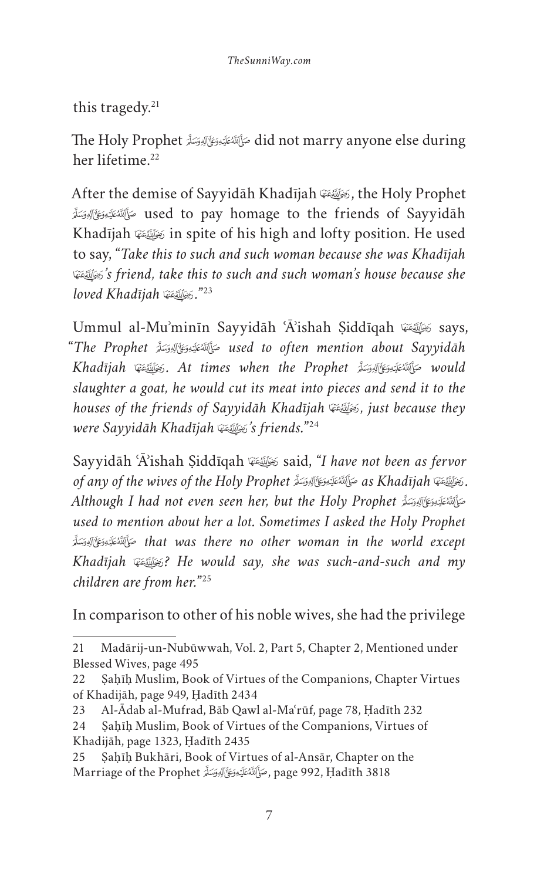this tragedy.[21]

The Holy Prophet صَلَّى اللّٰهُ عَلَيْهِ وَعَلٰى آلِهٖ وَسَلَّم did not marry anyone else during her lifetime.[22]

After the demise of Sayyidāh Khadījah رَضِيَ اللّٰهُ عَنْهَا, the Holy Prophet صَلَّى اللّٰهُ عَلَيْهِ وَعَلٰى آلِهٖ وَسَلَّم used to pay homage to the friends of Sayyidāh Khadījah رَضِيَ اللّٰهُ عَنْهَا in spite of his high and lofty position. He used to say, "*Take this to such and such woman because she was Khadījah* رَضِيَ اللّٰهُ عَنْهَا*'s friend, take this to such and such woman's house because she loved Khadījah* رَضِيَ اللّٰهُ عَنْهَا*.*"[23]

Ummul al-Mu'minīn Sayyidāh 'Ā'ishah Ṣiddīqah رَضِيَ اللّٰهُ عَنْهَا says, "*The Prophet* صَلَّى اللّٰهُ عَلَيْهِ وَعَلٰى آلِهٖ وَسَلَّم *used to often mention about Sayyidāh Khadījah* رَضِيَ اللّٰهُ عَنْهَا*. At times when the Prophet* صَلَّى اللّٰهُ عَلَيْهِ وَعَلٰى آلِهٖ وَسَلَّم *would slaughter a goat, he would cut its meat into pieces and send it to the houses of the friends of Sayyidāh Khadījah* رَضِيَ اللّٰهُ عَنْهَا*, just because they were Sayyidāh Khadījah* رَضِيَ اللّٰهُ عَنْهَا*'s friends.*"[24]

Sayyidāh 'Ā'ishah Ṣiddīqah رَضِيَ اللّٰهُ عَنْهَا said, "*I have not been as fervor of any of the wives of the Holy Prophet* صَلَّى اللّٰهُ عَلَيْهِ وَعَلٰى آلِهٖ وَسَلَّم *as Khadījah* رَضِيَ اللّٰهُ عَنْهَا*. Although I had not even seen her, but the Holy Prophet* صَلَّى اللّٰهُ عَلَيْهِ وَعَلٰى آلِهٖ وَسَلَّم *used to mention about her a lot. Sometimes I asked the Holy Prophet* صَلَّى اللّٰهُ عَلَيْهِ وَعَلٰى آلِهٖ وَسَلَّم *that was there no other woman in the world except Khadījah* رَضِيَ اللّٰهُ عَنْهَا*? He would say, she was such-and-such and my children are from her.*"[25]

In comparison to other of his noble wives, she had the privilege

---

21 Madārij-un-Nubūwwah, Vol. 2, Part 5, Chapter 2, Mentioned under Blessed Wives, page 495

22 Ṣaḥīḥ Muslim, Book of Virtues of the Companions, Chapter Virtues of Khadījāh, page 949, Ḥadīth 2434

23 Al-Ādab al-Mufrad, Bāb Qawl al-Ma'rūf, page 78, Ḥadīth 232

24 Ṣaḥīḥ Muslim, Book of Virtues of the Companions, Virtues of Khadījāh, page 1323, Ḥadīth 2435

25 Ṣaḥīḥ Bukhārī, Book of Virtues of al-Ansār, Chapter on the Marriage of the Prophet صَلَّى اللّٰهُ عَلَيْهِ وَعَلٰى آلِهٖ وَسَلَّم, page 992, Ḥadīth 3818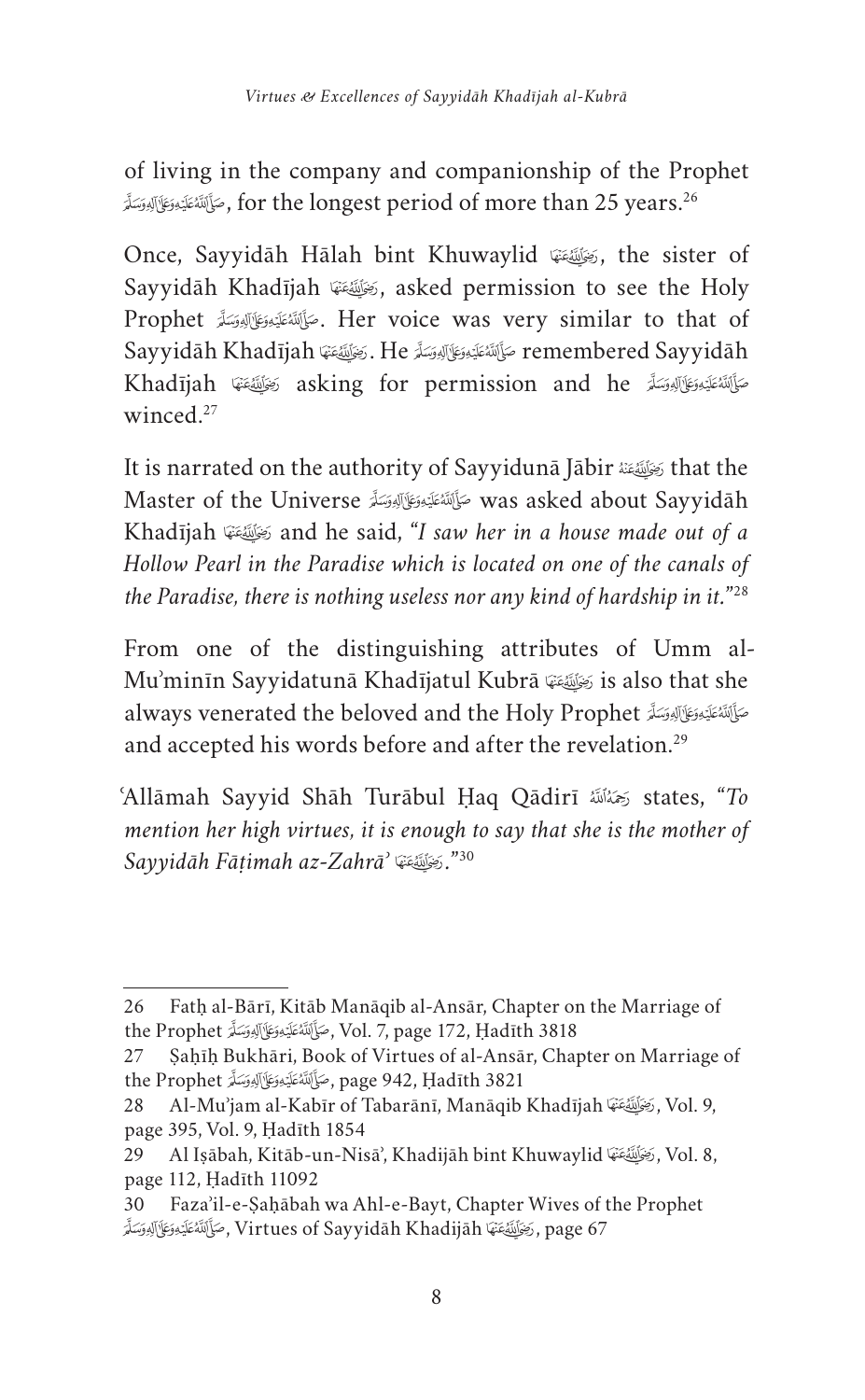of living in the company and companionship of the Prophet صَلَّى اللهُ عَلَيْهِ وَعَلَى آلِهِ وَسَلَّم, for the longest period of more than 25 years.[26]

Once, Sayyidāh Hālah bint Khuwaylid رَضِيَ اللهُ عَنْهَا, the sister of Sayyidāh Khadījah رَضِيَ اللهُ عَنْهَا, asked permission to see the Holy Prophet صَلَّى اللهُ عَلَيْهِ وَعَلَى آلِهِ وَسَلَّم. Her voice was very similar to that of Sayyidāh Khadījah رَضِيَ اللهُ عَنْهَا. He صَلَّى اللهُ عَلَيْهِ وَعَلَى آلِهِ وَسَلَّم remembered Sayyidāh Khadījah رَضِيَ اللهُ عَنْهَا asking for permission and he صَلَّى اللهُ عَلَيْهِ وَعَلَى آلِهِ وَسَلَّم winced.[27]

It is narrated on the authority of Sayyidunā Jābir رَضِيَ اللهُ عَنْهُ that the Master of the Universe صَلَّى اللهُ عَلَيْهِ وَعَلَى آلِهِ وَسَلَّم was asked about Sayyidāh Khadījah رَضِيَ اللهُ عَنْهَا and he said, *"I saw her in a house made out of a Hollow Pearl in the Paradise which is located on one of the canals of the Paradise, there is nothing useless nor any kind of hardship in it."*[28]

From one of the distinguishing attributes of Umm al-Mu'minīn Sayyidatunā Khadījatul Kubrā رَضِيَ اللهُ عَنْهَا is also that she always venerated the beloved and the Holy Prophet صَلَّى اللهُ عَلَيْهِ وَعَلَى آلِهِ وَسَلَّم and accepted his words before and after the revelation.[29]

'Allāmah Sayyid Shāh Turābul Ḥaq Qādirī رَحِمَهُ الله states, *"To mention her high virtues, it is enough to say that she is the mother of Sayyidāh Fāṭimah az-Zahrā' رَضِيَ اللهُ عَنْهَا."*[30]

---

26 Fatḥ al-Bārī, Kitāb Manāqib al-Ansār, Chapter on the Marriage of the Prophet صَلَّى اللهُ عَلَيْهِ وَعَلَى آلِهِ وَسَلَّم, Vol. 7, page 172, Ḥadīth 3818

27 Ṣaḥīḥ Bukhārī, Book of Virtues of al-Ansār, Chapter on Marriage of the Prophet صَلَّى اللهُ عَلَيْهِ وَعَلَى آلِهِ وَسَلَّم, page 942, Ḥadīth 3821

28 Al-Mu'jam al-Kabīr of Tabarānī, Manāqib Khadījah رَضِيَ اللهُ عَنْهَا, Vol. 9, page 395, Vol. 9, Ḥadīth 1854

29 Al Iṣābah, Kitāb-un-Nisā', Khadijāh bint Khuwaylid رَضِيَ اللهُ عَنْهَا, Vol. 8, page 112, Ḥadīth 11092

30 Faza'il-e-Ṣaḥābah wa Ahl-e-Bayt, Chapter Wives of the Prophet صَلَّى اللهُ عَلَيْهِ وَعَلَى آلِهِ وَسَلَّم, Virtues of Sayyidāh Khadijāh رَضِيَ اللهُ عَنْهَا, page 67